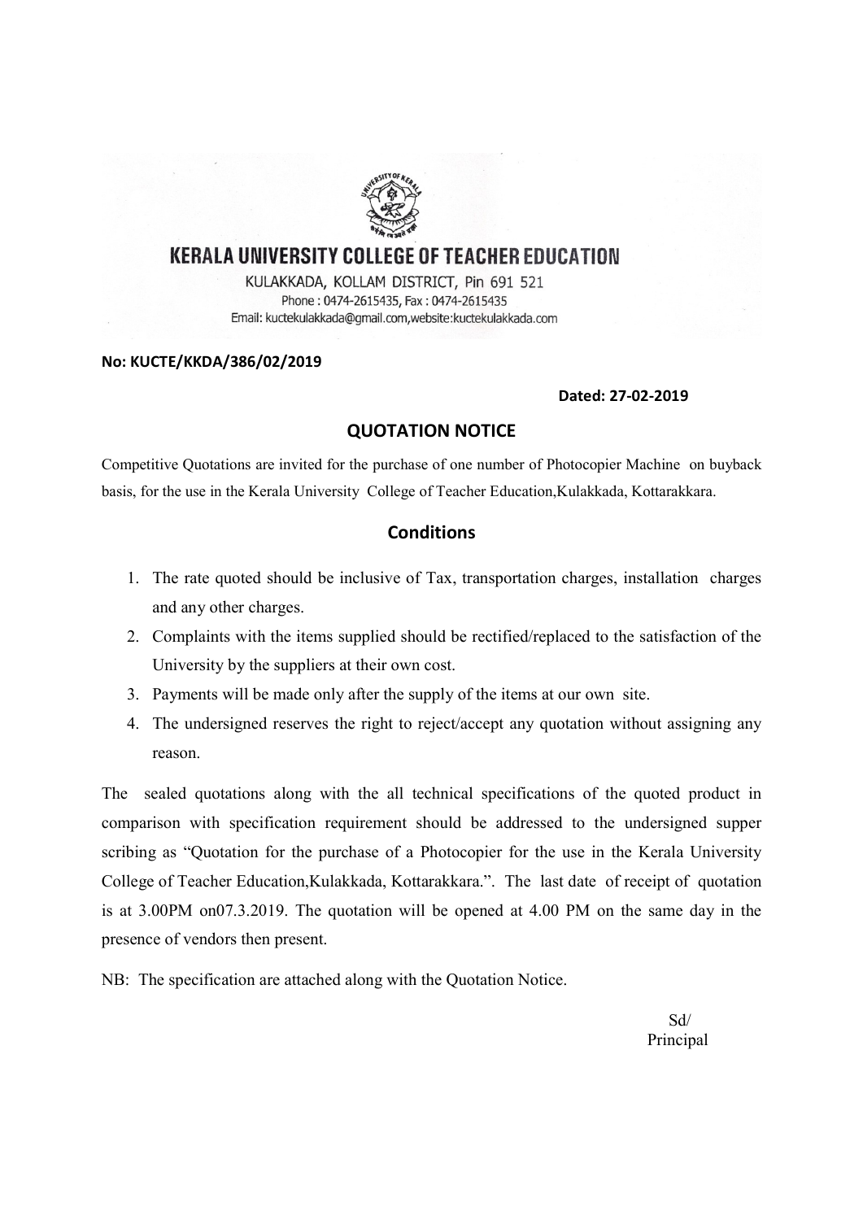# KERALA UNIVERSITY COLLEGE OF TEACHER EDUCATION

KULAKKADA, KOLLAM DISTRICT, Pin 691 521
Phone : 0474-2615435, Fax : 0474-2615435
Email: kuctekulakkada@gmail.com,website:kuctekulakkada.com

**No: KUCTE/KKDA/386/02/2019**

**Dated: 27-02-2019**

## QUOTATION NOTICE

Competitive Quotations are invited for the purchase of one number of Photocopier Machine on buyback basis, for the use in the Kerala University College of Teacher Education,Kulakkada, Kottarakkara.

## Conditions

1. The rate quoted should be inclusive of Tax, transportation charges, installation charges and any other charges.
2. Complaints with the items supplied should be rectified/replaced to the satisfaction of the University by the suppliers at their own cost.
3. Payments will be made only after the supply of the items at our own site.
4. The undersigned reserves the right to reject/accept any quotation without assigning any reason.

The sealed quotations along with the all technical specifications of the quoted product in comparison with specification requirement should be addressed to the undersigned supper scribing as "Quotation for the purchase of a Photocopier for the use in the Kerala University College of Teacher Education,Kulakkada, Kottarakkara.". The last date of receipt of quotation is at 3.00PM on07.3.2019. The quotation will be opened at 4.00 PM on the same day in the presence of vendors then present.

NB: The specification are attached along with the Quotation Notice.

Sd/
Principal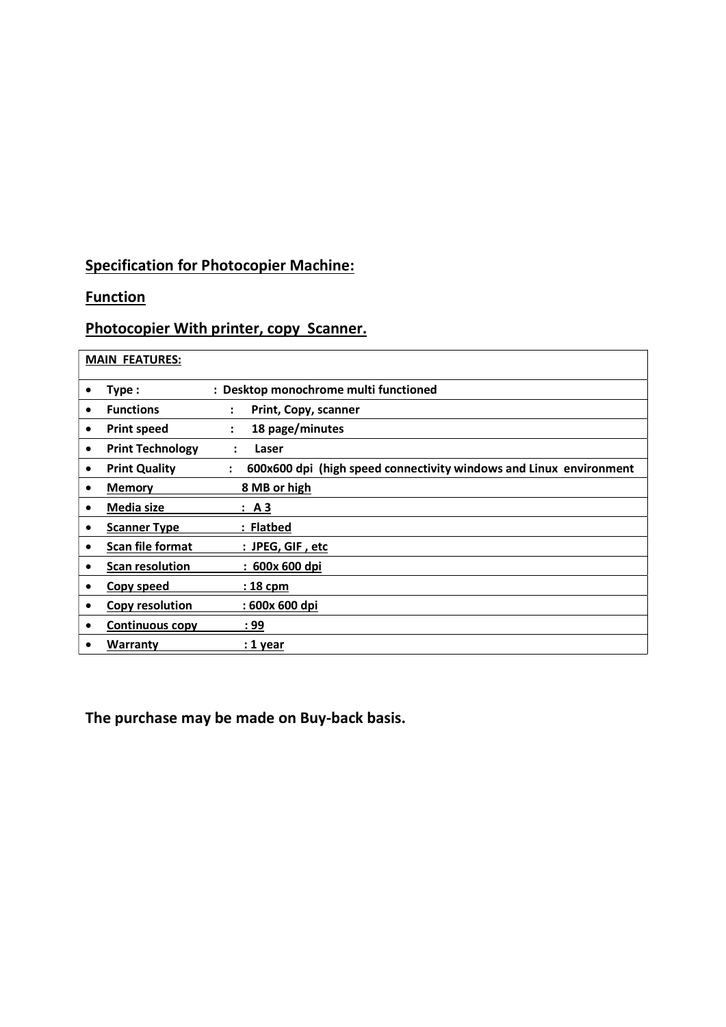## Specification for Photocopier Machine:

## Function

## Photocopier With printer, copy Scanner.

| MAIN FEATURES: | |
|---|---|
| • Type : | : Desktop monochrome multi functioned |
| • Functions | : Print, Copy, scanner |
| • Print speed | : 18 page/minutes |
| • Print Technology | : Laser |
| • Print Quality | : 600x600 dpi (high speed connectivity windows and Linux environment |
| • Memory | 8 MB or high |
| • Media size | : A 3 |
| • Scanner Type | : Flatbed |
| • Scan file format | : JPEG, GIF , etc |
| • Scan resolution | : 600x 600 dpi |
| • Copy speed | : 18 cpm |
| • Copy resolution | : 600x 600 dpi |
| • Continuous copy | : 99 |
| • Warranty | : 1 year |

**The purchase may be made on Buy-back basis.**